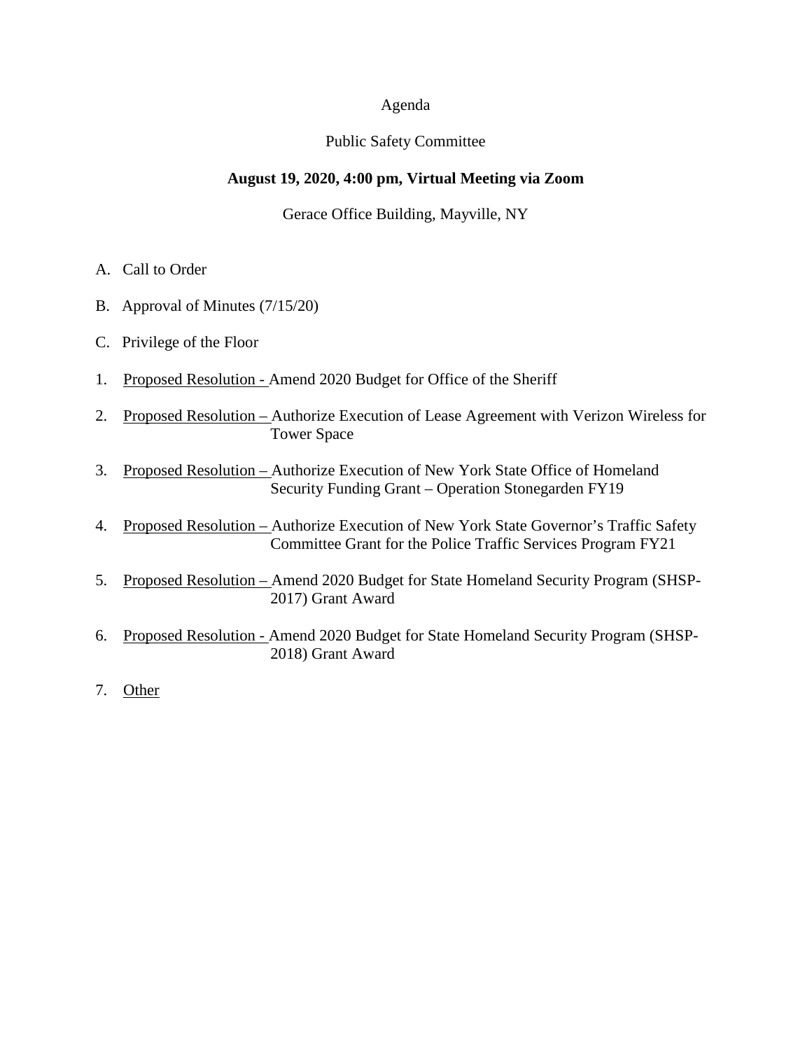Agenda

Public Safety Committee

**August 19, 2020, 4:00 pm, Virtual Meeting via Zoom**

Gerace Office Building, Mayville, NY

A. Call to Order

B. Approval of Minutes (7/15/20)

C. Privilege of the Floor

1. Proposed Resolution - Amend 2020 Budget for Office of the Sheriff

2. Proposed Resolution – Authorize Execution of Lease Agreement with Verizon Wireless for Tower Space

3. Proposed Resolution – Authorize Execution of New York State Office of Homeland Security Funding Grant – Operation Stonegarden FY19

4. Proposed Resolution – Authorize Execution of New York State Governor's Traffic Safety Committee Grant for the Police Traffic Services Program FY21

5. Proposed Resolution – Amend 2020 Budget for State Homeland Security Program (SHSP-2017) Grant Award

6. Proposed Resolution - Amend 2020 Budget for State Homeland Security Program (SHSP-2018) Grant Award

7. Other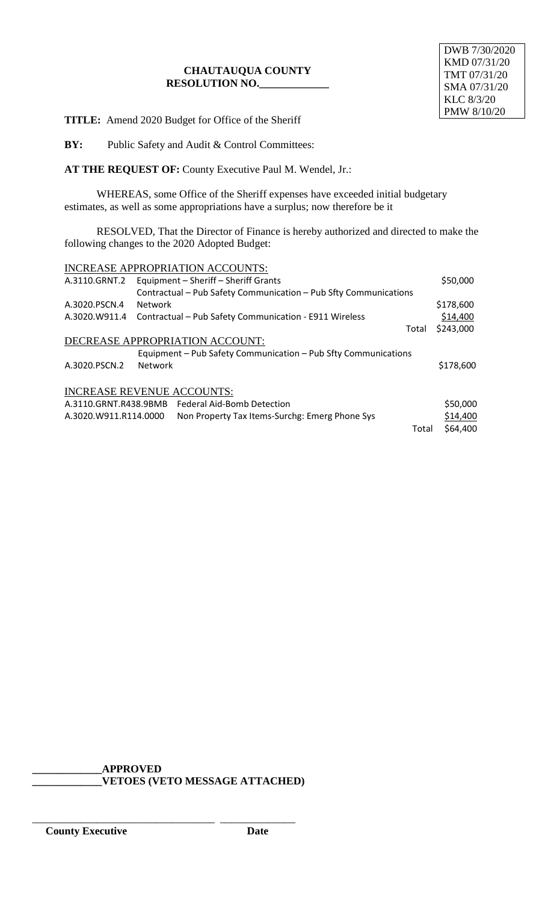DWB 7/30/2020
KMD 07/31/20
TMT 07/31/20
SMA 07/31/20
KLC 8/3/20
PMW 8/10/20

**CHAUTAUQUA COUNTY**
**RESOLUTION NO.\_\_\_\_\_\_\_\_\_\_\_\_\_**

**TITLE:** Amend 2020 Budget for Office of the Sheriff

**BY:** Public Safety and Audit & Control Committees:

**AT THE REQUEST OF:** County Executive Paul M. Wendel, Jr.:

WHEREAS, some Office of the Sheriff expenses have exceeded initial budgetary estimates, as well as some appropriations have a surplus; now therefore be it

RESOLVED, That the Director of Finance is hereby authorized and directed to make the following changes to the 2020 Adopted Budget:

INCREASE APPROPRIATION ACCOUNTS:

| | | | |
|---|---|---|---|
| A.3110.GRNT.2 | Equipment – Sheriff – Sheriff Grants | | \$50,000 |
| A.3020.PSCN.4 | Contractual – Pub Safety Communication – Pub Sfty Communications Network | | \$178,600 |
| A.3020.W911.4 | Contractual – Pub Safety Communication - E911 Wireless | | \$14,400 |
| | | Total | \$243,000 |

DECREASE APPROPRIATION ACCOUNT:

| | | |
|---|---|---|
| A.3020.PSCN.2 | Equipment – Pub Safety Communication – Pub Sfty Communications Network | \$178,600 |

INCREASE REVENUE ACCOUNTS:

| | | | |
|---|---|---|---|
| A.3110.GRNT.R438.9BMB | Federal Aid-Bomb Detection | | \$50,000 |
| A.3020.W911.R114.0000 | Non Property Tax Items-Surchg: Emerg Phone Sys | | \$14,400 |
| | | Total | \$64,400 |

\_\_\_\_\_\_\_\_\_\_\_\_\_**APPROVED**
\_\_\_\_\_\_\_\_\_\_\_\_\_**VETOES (VETO MESSAGE ATTACHED)**

\_\_\_\_\_\_\_\_\_\_\_\_\_\_\_\_\_\_\_\_\_\_\_\_\_\_\_\_\_\_\_\_\_\_ \_\_\_\_\_\_\_\_\_\_\_\_\_\_

**County Executive** **Date**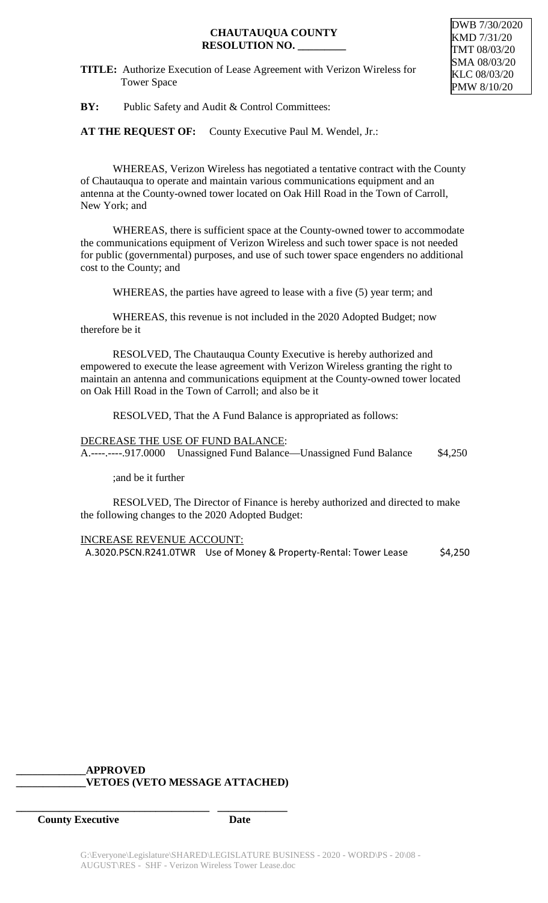DWB 7/30/2020
KMD 7/31/20
TMT 08/03/20
SMA 08/03/20
KLC 08/03/20
PMW 8/10/20

**CHAUTAUQUA COUNTY**
**RESOLUTION NO. _________**

**TITLE:** Authorize Execution of Lease Agreement with Verizon Wireless for Tower Space

**BY:** Public Safety and Audit & Control Committees:

**AT THE REQUEST OF:** County Executive Paul M. Wendel, Jr.:

WHEREAS, Verizon Wireless has negotiated a tentative contract with the County of Chautauqua to operate and maintain various communications equipment and an antenna at the County-owned tower located on Oak Hill Road in the Town of Carroll, New York; and

WHEREAS, there is sufficient space at the County-owned tower to accommodate the communications equipment of Verizon Wireless and such tower space is not needed for public (governmental) purposes, and use of such tower space engenders no additional cost to the County; and

WHEREAS, the parties have agreed to lease with a five (5) year term; and

WHEREAS, this revenue is not included in the 2020 Adopted Budget; now therefore be it

RESOLVED, The Chautauqua County Executive is hereby authorized and empowered to execute the lease agreement with Verizon Wireless granting the right to maintain an antenna and communications equipment at the County-owned tower located on Oak Hill Road in the Town of Carroll; and also be it

RESOLVED, That the A Fund Balance is appropriated as follows:

DECREASE THE USE OF FUND BALANCE:
A.----.-----.917.0000 Unassigned Fund Balance—Unassigned Fund Balance $4,250

;and be it further

RESOLVED, The Director of Finance is hereby authorized and directed to make the following changes to the 2020 Adopted Budget:

INCREASE REVENUE ACCOUNT:
A.3020.PSCN.R241.0TWR Use of Money & Property-Rental: Tower Lease $4,250

**_____________APPROVED**
**_____________VETOES (VETO MESSAGE ATTACHED)**

**_____________________________________ _____________**
**County Executive Date**

G:\Everyone\Legislature\SHARED\LEGISLATURE BUSINESS - 2020 - WORD\PS - 20\08 - AUGUST\RES - SHF - Verizon Wireless Tower Lease.doc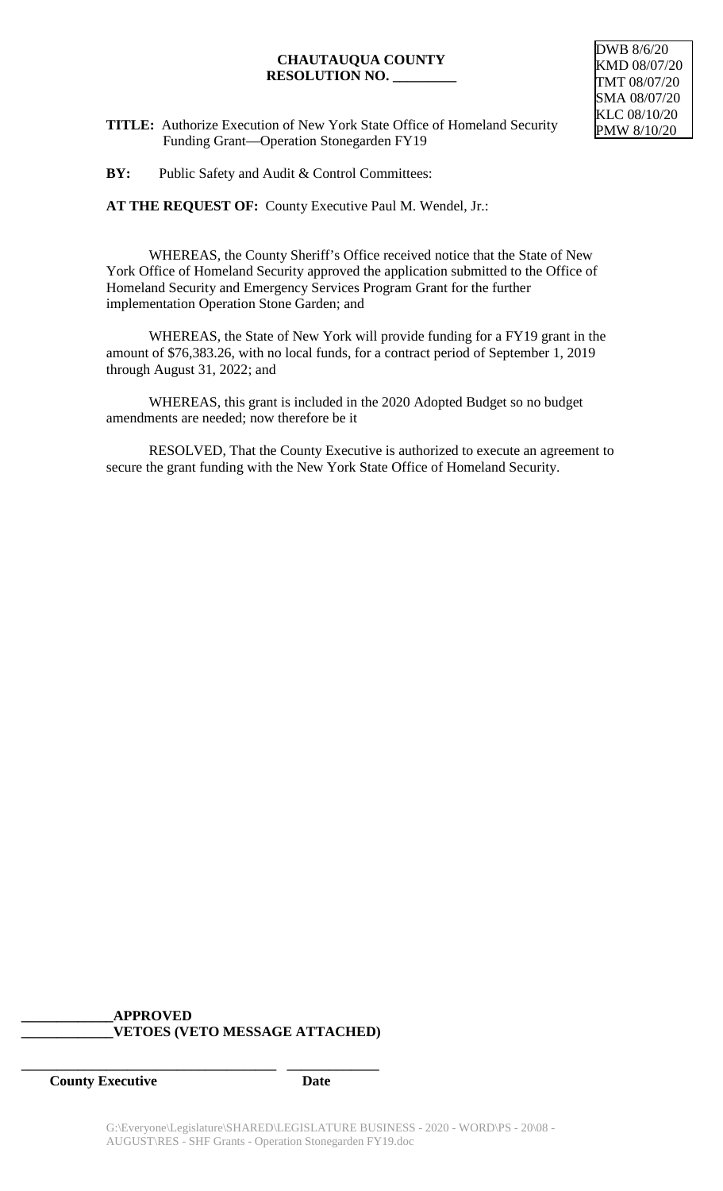**CHAUTAUQUA COUNTY**
**RESOLUTION NO. \_\_\_\_\_\_\_\_\_**

DWB 8/6/20
KMD 08/07/20
TMT 08/07/20
SMA 08/07/20
KLC 08/10/20
PMW 8/10/20

**TITLE:** Authorize Execution of New York State Office of Homeland Security Funding Grant—Operation Stonegarden FY19

**BY:** Public Safety and Audit & Control Committees:

**AT THE REQUEST OF:** County Executive Paul M. Wendel, Jr.:

WHEREAS, the County Sheriff's Office received notice that the State of New York Office of Homeland Security approved the application submitted to the Office of Homeland Security and Emergency Services Program Grant for the further implementation Operation Stone Garden; and

WHEREAS, the State of New York will provide funding for a FY19 grant in the amount of $76,383.26, with no local funds, for a contract period of September 1, 2019 through August 31, 2022; and

WHEREAS, this grant is included in the 2020 Adopted Budget so no budget amendments are needed; now therefore be it

RESOLVED, That the County Executive is authorized to execute an agreement to secure the grant funding with the New York State Office of Homeland Security.

\_\_\_\_\_\_\_\_\_\_\_\_\_**APPROVED**
\_\_\_\_\_\_\_\_\_\_\_\_\_**VETOES (VETO MESSAGE ATTACHED)**

\_\_\_\_\_\_\_\_\_\_\_\_\_\_\_\_\_\_\_\_\_\_\_\_\_\_\_\_\_\_\_\_\_\_\_\_\_ \_\_\_\_\_\_\_\_\_\_\_\_\_
**County Executive** **Date**

G:\Everyone\Legislature\SHARED\LEGISLATURE BUSINESS - 2020 - WORD\PS - 20\08 - AUGUST\RES - SHF Grants - Operation Stonegarden FY19.doc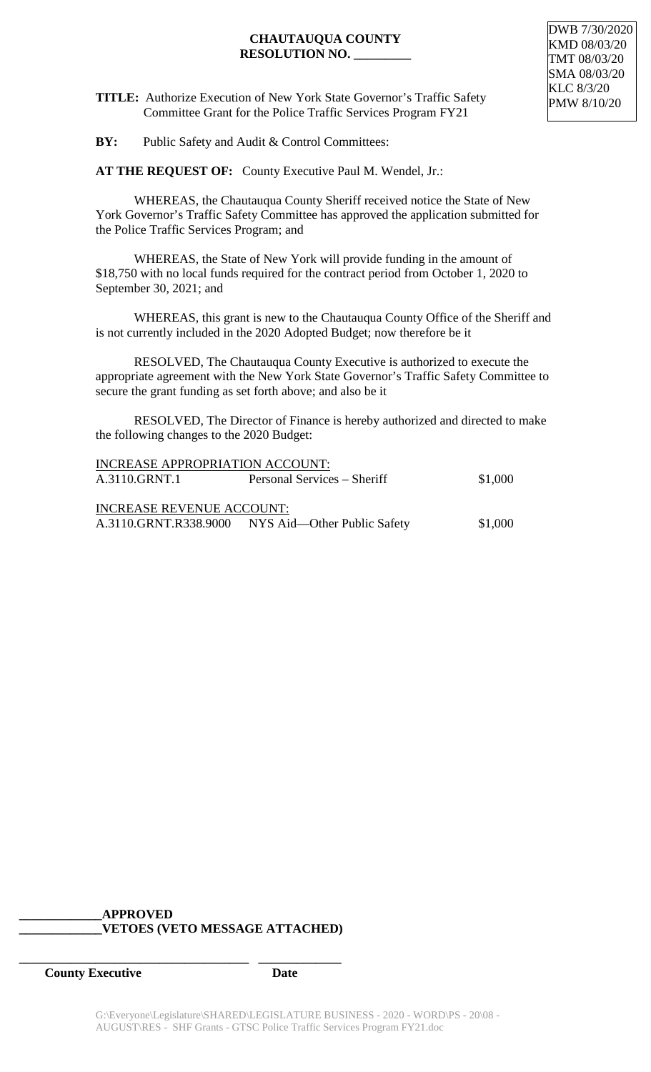DWB 7/30/2020
KMD 08/03/20
TMT 08/03/20
SMA 08/03/20
KLC 8/3/20
PMW 8/10/20

**CHAUTAUQUA COUNTY**
**RESOLUTION NO. _________**

**TITLE:** Authorize Execution of New York State Governor's Traffic Safety Committee Grant for the Police Traffic Services Program FY21

**BY:** Public Safety and Audit & Control Committees:

**AT THE REQUEST OF:** County Executive Paul M. Wendel, Jr.:

WHEREAS, the Chautauqua County Sheriff received notice the State of New York Governor's Traffic Safety Committee has approved the application submitted for the Police Traffic Services Program; and

WHEREAS, the State of New York will provide funding in the amount of $18,750 with no local funds required for the contract period from October 1, 2020 to September 30, 2021; and

WHEREAS, this grant is new to the Chautauqua County Office of the Sheriff and is not currently included in the 2020 Adopted Budget; now therefore be it

RESOLVED, The Chautauqua County Executive is authorized to execute the appropriate agreement with the New York State Governor's Traffic Safety Committee to secure the grant funding as set forth above; and also be it

RESOLVED, The Director of Finance is hereby authorized and directed to make the following changes to the 2020 Budget:

INCREASE APPROPRIATION ACCOUNT:

| | | |
|---|---|---|
| A.3110.GRNT.1 | Personal Services – Sheriff | $1,000 |

INCREASE REVENUE ACCOUNT:

| | | |
|---|---|---|
| A.3110.GRNT.R338.9000 | NYS Aid—Other Public Safety | $1,000 |

**_____________APPROVED**
**_____________VETOES (VETO MESSAGE ATTACHED)**

**____________________________________ _____________**
**County Executive Date**

G:\Everyone\Legislature\SHARED\LEGISLATURE BUSINESS - 2020 - WORD\PS - 20\08 - AUGUST\RES - SHF Grants - GTSC Police Traffic Services Program FY21.doc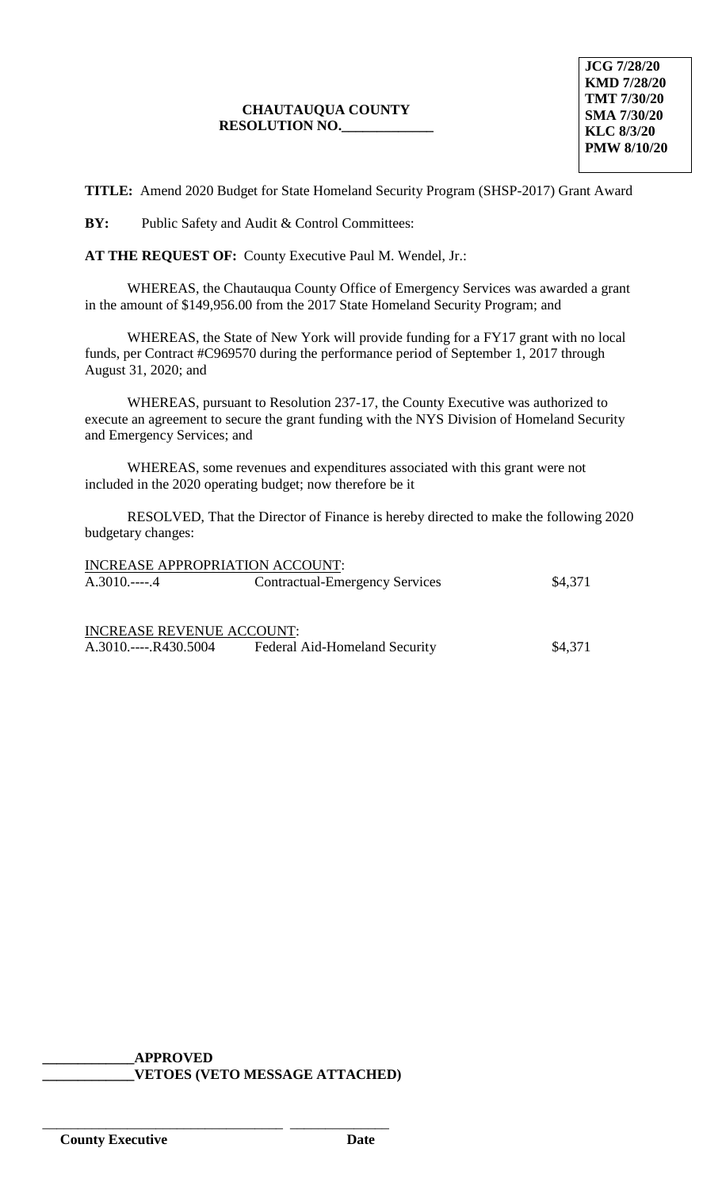JCG 7/28/20
KMD 7/28/20
TMT 7/30/20
SMA 7/30/20
KLC 8/3/20
PMW 8/10/20

**CHAUTAUQUA COUNTY**
**RESOLUTION NO.____________**

**TITLE:** Amend 2020 Budget for State Homeland Security Program (SHSP-2017) Grant Award

**BY:** Public Safety and Audit & Control Committees:

**AT THE REQUEST OF:** County Executive Paul M. Wendel, Jr.:

WHEREAS, the Chautauqua County Office of Emergency Services was awarded a grant in the amount of $149,956.00 from the 2017 State Homeland Security Program; and

WHEREAS, the State of New York will provide funding for a FY17 grant with no local funds, per Contract #C969570 during the performance period of September 1, 2017 through August 31, 2020; and

WHEREAS, pursuant to Resolution 237-17, the County Executive was authorized to execute an agreement to secure the grant funding with the NYS Division of Homeland Security and Emergency Services; and

WHEREAS, some revenues and expenditures associated with this grant were not included in the 2020 operating budget; now therefore be it

RESOLVED, That the Director of Finance is hereby directed to make the following 2020 budgetary changes:

INCREASE APPROPRIATION ACCOUNT:

| | | |
|---|---|---|
| A.3010.----.4 | Contractual-Emergency Services | $4,371 |

INCREASE REVENUE ACCOUNT:

| | | |
|---|---|---|
| A.3010.----.R430.5004 | Federal Aid-Homeland Security | $4,371 |

**____________APPROVED**
**____________VETOES (VETO MESSAGE ATTACHED)**

________________________________ ______________
**County Executive** **Date**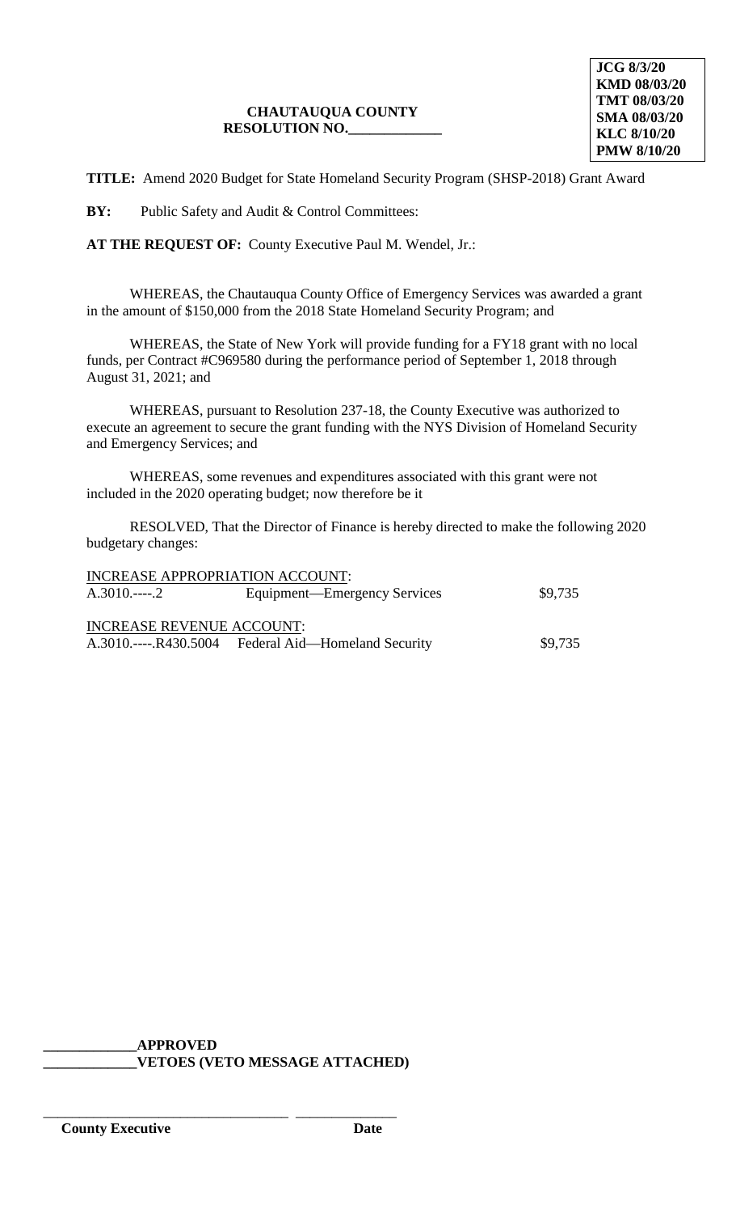**JCG 8/3/20**
**KMD 08/03/20**
**TMT 08/03/20**
**SMA 08/03/20**
**KLC 8/10/20**
**PMW 8/10/20**

**CHAUTAUQUA COUNTY**
**RESOLUTION NO.\_\_\_\_\_\_\_\_\_\_\_\_\_**

**TITLE:** Amend 2020 Budget for State Homeland Security Program (SHSP-2018) Grant Award

**BY:** Public Safety and Audit & Control Committees:

**AT THE REQUEST OF:** County Executive Paul M. Wendel, Jr.:

WHEREAS, the Chautauqua County Office of Emergency Services was awarded a grant in the amount of $150,000 from the 2018 State Homeland Security Program; and

WHEREAS, the State of New York will provide funding for a FY18 grant with no local funds, per Contract #C969580 during the performance period of September 1, 2018 through August 31, 2021; and

WHEREAS, pursuant to Resolution 237-18, the County Executive was authorized to execute an agreement to secure the grant funding with the NYS Division of Homeland Security and Emergency Services; and

WHEREAS, some revenues and expenditures associated with this grant were not included in the 2020 operating budget; now therefore be it

RESOLVED, That the Director of Finance is hereby directed to make the following 2020 budgetary changes:

INCREASE APPROPRIATION ACCOUNT:

| | | |
|---|---|---|
| A.3010.----.2 | Equipment—Emergency Services | $9,735 |

INCREASE REVENUE ACCOUNT:

| | | |
|---|---|---|
| A.3010.----.R430.5004 | Federal Aid—Homeland Security | $9,735 |

\_\_\_\_\_\_\_\_\_\_\_\_\_**APPROVED**
\_\_\_\_\_\_\_\_\_\_\_\_\_**VETOES (VETO MESSAGE ATTACHED)**

\_\_\_\_\_\_\_\_\_\_\_\_\_\_\_\_\_\_\_\_\_\_\_\_\_\_\_\_\_\_\_\_\_\_ \_\_\_\_\_\_\_\_\_\_\_\_\_\_
**County Executive** **Date**